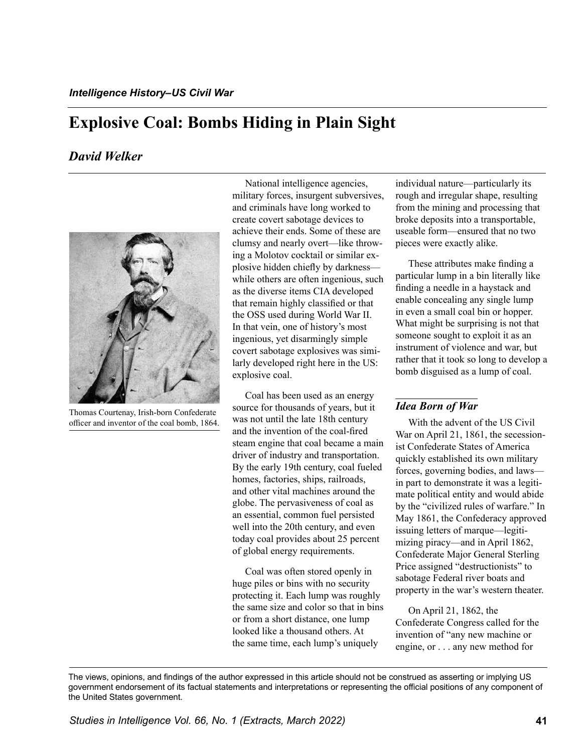*Intelligence History–US Civil War*

# Explosive Coal: Bombs Hiding in Plain Sight

*David Welker*

Thomas Courtenay, Irish-born Confederate officer and inventor of the coal bomb, 1864.

National intelligence agencies, military forces, insurgent subversives, and criminals have long worked to create covert sabotage devices to achieve their ends. Some of these are clumsy and nearly overt—like throwing a Molotov cocktail or similar explosive hidden chiefly by darkness—while others are often ingenious, such as the diverse items CIA developed that remain highly classified or that the OSS used during World War II. In that vein, one of history's most ingenious, yet disarmingly simple covert sabotage explosives was similarly developed right here in the US: explosive coal.

Coal has been used as an energy source for thousands of years, but it was not until the late 18th century and the invention of the coal-fired steam engine that coal became a main driver of industry and transportation. By the early 19th century, coal fueled homes, factories, ships, railroads, and other vital machines around the globe. The pervasiveness of coal as an essential, common fuel persisted well into the 20th century, and even today coal provides about 25 percent of global energy requirements.

Coal was often stored openly in huge piles or bins with no security protecting it. Each lump was roughly the same size and color so that in bins or from a short distance, one lump looked like a thousand others. At the same time, each lump's uniquely individual nature—particularly its rough and irregular shape, resulting from the mining and processing that broke deposits into a transportable, useable form—ensured that no two pieces were exactly alike.

These attributes make finding a particular lump in a bin literally like finding a needle in a haystack and enable concealing any single lump in even a small coal bin or hopper. What might be surprising is not that someone sought to exploit it as an instrument of violence and war, but rather that it took so long to develop a bomb disguised as a lump of coal.

## *Idea Born of War*

With the advent of the US Civil War on April 21, 1861, the secessionist Confederate States of America quickly established its own military forces, governing bodies, and laws—in part to demonstrate it was a legitimate political entity and would abide by the "civilized rules of warfare." In May 1861, the Confederacy approved issuing letters of marque—legitimizing piracy—and in April 1862, Confederate Major General Sterling Price assigned "destructionists" to sabotage Federal river boats and property in the war's western theater.

On April 21, 1862, the Confederate Congress called for the invention of "any new machine or engine, or . . . any new method for

The views, opinions, and findings of the author expressed in this article should not be construed as asserting or implying US government endorsement of its factual statements and interpretations or representing the official positions of any component of the United States government.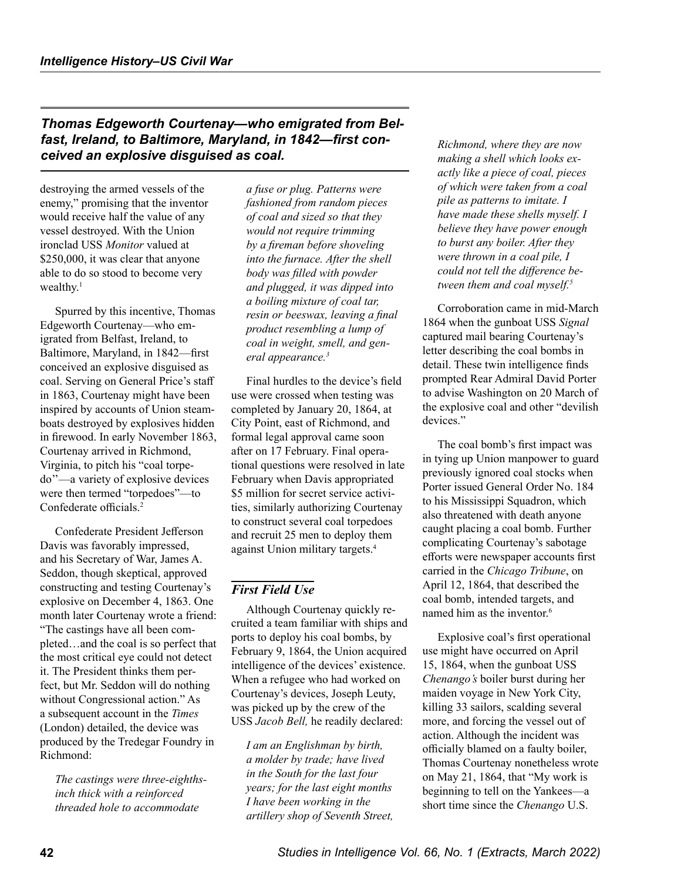*Thomas Edgeworth Courtenay—who emigrated from Belfast, Ireland, to Baltimore, Maryland, in 1842—first conceived an explosive disguised as coal.*

destroying the armed vessels of the enemy," promising that the inventor would receive half the value of any vessel destroyed. With the Union ironclad USS *Monitor* valued at $250,000, it was clear that anyone able to do so stood to become very wealthy.[1]

Spurred by this incentive, Thomas Edgeworth Courtenay—who emigrated from Belfast, Ireland, to Baltimore, Maryland, in 1842—first conceived an explosive disguised as coal. Serving on General Price's staff in 1863, Courtenay might have been inspired by accounts of Union steamboats destroyed by explosives hidden in firewood. In early November 1863, Courtenay arrived in Richmond, Virginia, to pitch his "coal torpedo"—a variety of explosive devices were then termed "torpedoes"—to Confederate officials.[2]

Confederate President Jefferson Davis was favorably impressed, and his Secretary of War, James A. Seddon, though skeptical, approved constructing and testing Courtenay's explosive on December 4, 1863. One month later Courtenay wrote a friend: "The castings have all been completed…and the coal is so perfect that the most critical eye could not detect it. The President thinks them perfect, but Mr. Seddon will do nothing without Congressional action." As a subsequent account in the *Times* (London) detailed, the device was produced by the Tredegar Foundry in Richmond:

> *The castings were three-eighths-inch thick with a reinforced threaded hole to accommodate a fuse or plug. Patterns were fashioned from random pieces of coal and sized so that they would not require trimming by a fireman before shoveling into the furnace. After the shell body was filled with powder and plugged, it was dipped into a boiling mixture of coal tar, resin or beeswax, leaving a final product resembling a lump of coal in weight, smell, and general appearance.*[3]

Final hurdles to the device's field use were crossed when testing was completed by January 20, 1864, at City Point, east of Richmond, and formal legal approval came soon after on 17 February. Final operational questions were resolved in late February when Davis appropriated $5 million for secret service activities, similarly authorizing Courtenay to construct several coal torpedoes and recruit 25 men to deploy them against Union military targets.[4]

## First Field Use

Although Courtenay quickly recruited a team familiar with ships and ports to deploy his coal bombs, by February 9, 1864, the Union acquired intelligence of the devices' existence. When a refugee who had worked on Courtenay's devices, Joseph Leuty, was picked up by the crew of the USS *Jacob Bell,* he readily declared:

> *I am an Englishman by birth, a molder by trade; have lived in the South for the last four years; for the last eight months I have been working in the artillery shop of Seventh Street, Richmond, where they are now making a shell which looks exactly like a piece of coal, pieces of which were taken from a coal pile as patterns to imitate. I have made these shells myself. I believe they have power enough to burst any boiler. After they were thrown in a coal pile, I could not tell the difference between them and coal myself.*[5]

Corroboration came in mid-March 1864 when the gunboat USS *Signal* captured mail bearing Courtenay's letter describing the coal bombs in detail. These twin intelligence finds prompted Rear Admiral David Porter to advise Washington on 20 March of the explosive coal and other "devilish devices."

The coal bomb's first impact was in tying up Union manpower to guard previously ignored coal stocks when Porter issued General Order No. 184 to his Mississippi Squadron, which also threatened with death anyone caught placing a coal bomb. Further complicating Courtenay's sabotage efforts were newspaper accounts first carried in the *Chicago Tribune*, on April 12, 1864, that described the coal bomb, intended targets, and named him as the inventor.[6]

Explosive coal's first operational use might have occurred on April 15, 1864, when the gunboat USS *Chenango's* boiler burst during her maiden voyage in New York City, killing 33 sailors, scalding several more, and forcing the vessel out of action. Although the incident was officially blamed on a faulty boiler, Thomas Courtenay nonetheless wrote on May 21, 1864, that "My work is beginning to tell on the Yankees—a short time since the *Chenango* U.S.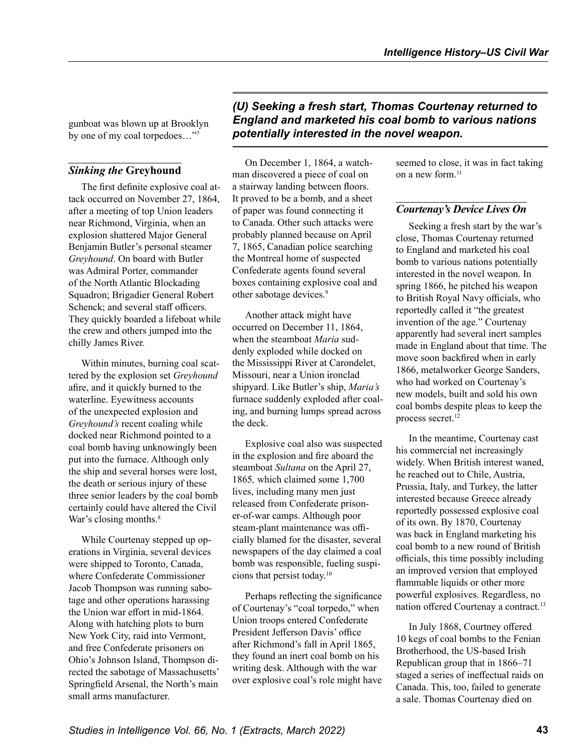gunboat was blown up at Brooklyn by one of my coal torpedoes…"[7]

## *Sinking the* Greyhound

The first definite explosive coal attack occurred on November 27, 1864, after a meeting of top Union leaders near Richmond, Virginia, when an explosion shattered Major General Benjamin Butler's personal steamer *Greyhound*. On board with Butler was Admiral Porter, commander of the North Atlantic Blockading Squadron; Brigadier General Robert Schenck; and several staff officers. They quickly boarded a lifeboat while the crew and others jumped into the chilly James River.

Within minutes, burning coal scattered by the explosion set *Greyhound* afire, and it quickly burned to the waterline. Eyewitness accounts of the unexpected explosion and *Greyhound's* recent coaling while docked near Richmond pointed to a coal bomb having unknowingly been put into the furnace. Although only the ship and several horses were lost, the death or serious injury of these three senior leaders by the coal bomb certainly could have altered the Civil War's closing months.[8]

While Courtenay stepped up operations in Virginia, several devices were shipped to Toronto, Canada, where Confederate Commissioner Jacob Thompson was running sabotage and other operations harassing the Union war effort in mid-1864. Along with hatching plots to burn New York City, raid into Vermont, and free Confederate prisoners on Ohio's Johnson Island, Thompson directed the sabotage of Massachusetts' Springfield Arsenal, the North's main small arms manufacturer.

> ***(U) Seeking a fresh start, Thomas Courtenay returned to England and marketed his coal bomb to various nations potentially interested in the novel weapon.***

On December 1, 1864, a watchman discovered a piece of coal on a stairway landing between floors. It proved to be a bomb, and a sheet of paper was found connecting it to Canada. Other such attacks were probably planned because on April 7, 1865, Canadian police searching the Montreal home of suspected Confederate agents found several boxes containing explosive coal and other sabotage devices.[9]

Another attack might have occurred on December 11, 1864, when the steamboat *Maria* suddenly exploded while docked on the Mississippi River at Carondelet, Missouri, near a Union ironclad shipyard. Like Butler's ship, *Maria's* furnace suddenly exploded after coaling, and burning lumps spread across the deck.

Explosive coal also was suspected in the explosion and fire aboard the steamboat *Sultana* on the April 27, 1865*,* which claimed some 1,700 lives, including many men just released from Confederate prisoner-of-war camps. Although poor steam-plant maintenance was officially blamed for the disaster, several newspapers of the day claimed a coal bomb was responsible, fueling suspicions that persist today.[10]

Perhaps reflecting the significance of Courtenay's "coal torpedo," when Union troops entered Confederate President Jefferson Davis' office after Richmond's fall in April 1865, they found an inert coal bomb on his writing desk. Although with the war over explosive coal's role might have seemed to close, it was in fact taking on a new form.[11]

## *Courtenay's Device Lives On*

Seeking a fresh start by the war's close, Thomas Courtenay returned to England and marketed his coal bomb to various nations potentially interested in the novel weapon. In spring 1866, he pitched his weapon to British Royal Navy officials, who reportedly called it "the greatest invention of the age." Courtenay apparently had several inert samples made in England about that time. The move soon backfired when in early 1866, metalworker George Sanders, who had worked on Courtenay's new models, built and sold his own coal bombs despite pleas to keep the process secret.[12]

In the meantime, Courtenay cast his commercial net increasingly widely. When British interest waned, he reached out to Chile, Austria, Prussia, Italy, and Turkey, the latter interested because Greece already reportedly possessed explosive coal of its own. By 1870, Courtenay was back in England marketing his coal bomb to a new round of British officials, this time possibly including an improved version that employed flammable liquids or other more powerful explosives. Regardless, no nation offered Courtenay a contract.[13]

In July 1868, Courtney offered 10 kegs of coal bombs to the Fenian Brotherhood, the US-based Irish Republican group that in 1866–71 staged a series of ineffectual raids on Canada. This, too, failed to generate a sale. Thomas Courtenay died on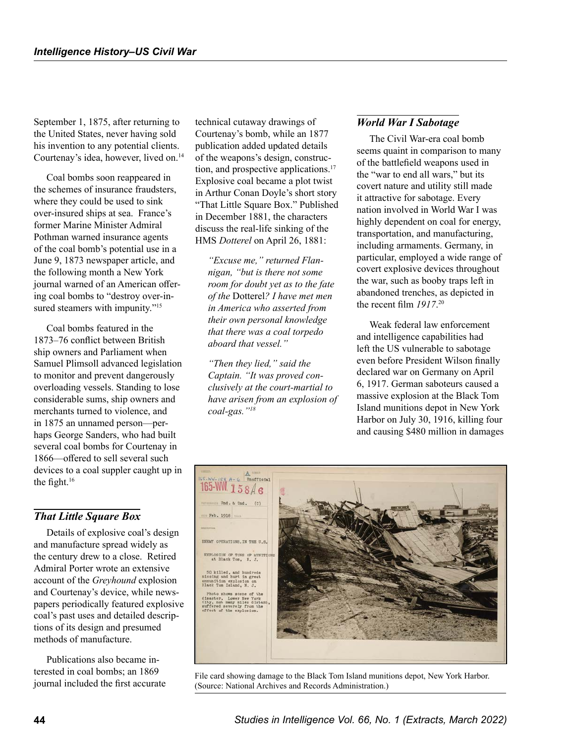September 1, 1875, after returning to the United States, never having sold his invention to any potential clients. Courtenay's idea, however, lived on.[14]

Coal bombs soon reappeared in the schemes of insurance fraudsters, where they could be used to sink over-insured ships at sea. France's former Marine Minister Admiral Pothman warned insurance agents of the coal bomb's potential use in a June 9, 1873 newspaper article, and the following month a New York journal warned of an American offering coal bombs to "destroy over-insured steamers with impunity."[15]

Coal bombs featured in the 1873–76 conflict between British ship owners and Parliament when Samuel Plimsoll advanced legislation to monitor and prevent dangerously overloading vessels. Standing to lose considerable sums, ship owners and merchants turned to violence, and in 1875 an unnamed person—perhaps George Sanders, who had built several coal bombs for Courtenay in 1866—offered to sell several such devices to a coal suppler caught up in the fight.[16]

## That Little Square Box

Details of explosive coal's design and manufacture spread widely as the century drew to a close. Retired Admiral Porter wrote an extensive account of the *Greyhound* explosion and Courtenay's device, while newspapers periodically featured explosive coal's past uses and detailed descriptions of its design and presumed methods of manufacture.

Publications also became interested in coal bombs; an 1869 journal included the first accurate technical cutaway drawings of Courtenay's bomb, while an 1877 publication added updated details of the weapons's design, construction, and prospective applications.[17] Explosive coal became a plot twist in Arthur Conan Doyle's short story "That Little Square Box." Published in December 1881, the characters discuss the real-life sinking of the HMS *Dotterel* on April 26, 1881:

> *"Excuse me," returned Flannigan, "but is there not some room for doubt yet as to the fate of the* Dotterel*? I have met men in America who asserted from their own personal knowledge that there was a coal torpedo aboard that vessel."*
>
> *"Then they lied," said the Captain. "It was proved conclusively at the court-martial to have arisen from an explosion of coal-gas."*[18]

## World War I Sabotage

The Civil War-era coal bomb seems quaint in comparison to many of the battlefield weapons used in the "war to end all wars," but its covert nature and utility still made it attractive for sabotage. Every nation involved in World War I was highly dependent on coal for energy, transportation, and manufacturing, including armaments. Germany, in particular, employed a wide range of covert explosive devices throughout the war, such as booby traps left in abandoned trenches, as depicted in the recent film *1917*.[20]

Weak federal law enforcement and intelligence capabilities had left the US vulnerable to sabotage even before President Wilson finally declared war on Germany on April 6, 1917. German saboteurs caused a massive explosion at the Black Tom Island munitions depot in New York Harbor on July 30, 1916, killing four and causing $480 million in damages

File card showing damage to the Black Tom Island munitions depot, New York Harbor. (Source: National Archives and Records Administration.)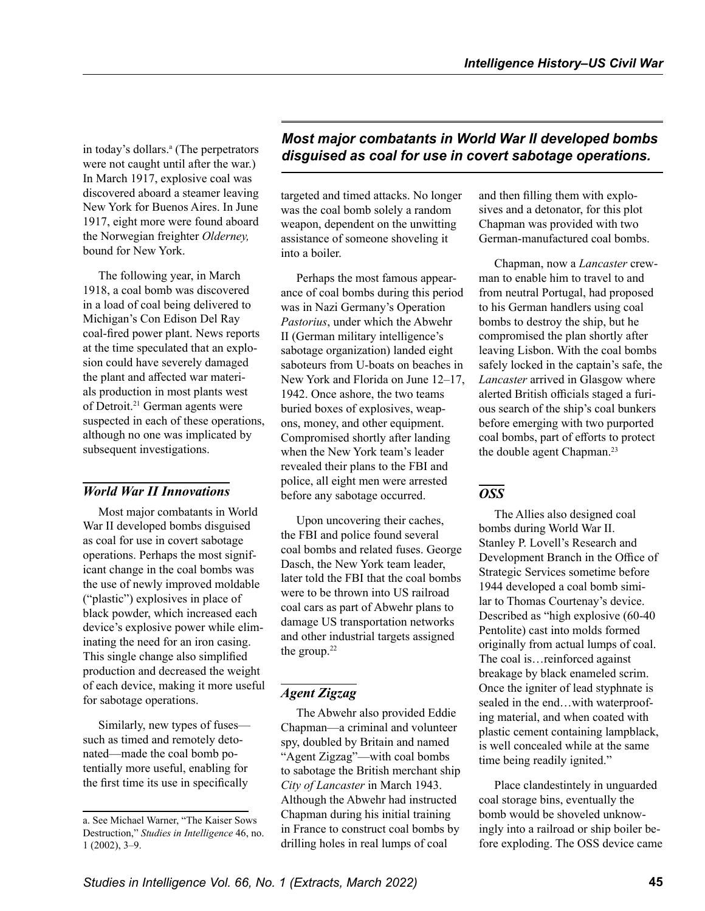in today's dollars.[a] (The perpetrators were not caught until after the war.) In March 1917, explosive coal was discovered aboard a steamer leaving New York for Buenos Aires. In June 1917, eight more were found aboard the Norwegian freighter *Olderney,* bound for New York.

The following year, in March 1918, a coal bomb was discovered in a load of coal being delivered to Michigan's Con Edison Del Ray coal-fired power plant. News reports at the time speculated that an explosion could have severely damaged the plant and affected war materials production in most plants west of Detroit.[21] German agents were suspected in each of these operations, although no one was implicated by subsequent investigations.

## *World War II Innovations*

Most major combatants in World War II developed bombs disguised as coal for use in covert sabotage operations. Perhaps the most significant change in the coal bombs was the use of newly improved moldable ("plastic") explosives in place of black powder, which increased each device's explosive power while eliminating the need for an iron casing. This single change also simplified production and decreased the weight of each device, making it more useful for sabotage operations.

Similarly, new types of fuses—such as timed and remotely detonated—made the coal bomb potentially more useful, enabling for the first time its use in specifically targeted and timed attacks. No longer was the coal bomb solely a random weapon, dependent on the unwitting assistance of someone shoveling it into a boiler.

***Most major combatants in World War II developed bombs disguised as coal for use in covert sabotage operations.***

Perhaps the most famous appearance of coal bombs during this period was in Nazi Germany's Operation *Pastorius*, under which the Abwehr II (German military intelligence's sabotage organization) landed eight saboteurs from U-boats on beaches in New York and Florida on June 12–17, 1942. Once ashore, the two teams buried boxes of explosives, weapons, money, and other equipment. Compromised shortly after landing when the New York team's leader revealed their plans to the FBI and police, all eight men were arrested before any sabotage occurred.

Upon uncovering their caches, the FBI and police found several coal bombs and related fuses. George Dasch, the New York team leader, later told the FBI that the coal bombs were to be thrown into US railroad coal cars as part of Abwehr plans to damage US transportation networks and other industrial targets assigned the group.[22]

## *Agent Zigzag*

The Abwehr also provided Eddie Chapman—a criminal and volunteer spy, doubled by Britain and named "Agent Zigzag"—with coal bombs to sabotage the British merchant ship *City of Lancaster* in March 1943. Although the Abwehr had instructed Chapman during his initial training in France to construct coal bombs by drilling holes in real lumps of coal and then filling them with explosives and a detonator, for this plot Chapman was provided with two German-manufactured coal bombs.

Chapman, now a *Lancaster* crewman to enable him to travel to and from neutral Portugal, had proposed to his German handlers using coal bombs to destroy the ship, but he compromised the plan shortly after leaving Lisbon. With the coal bombs safely locked in the captain's safe, the *Lancaster* arrived in Glasgow where alerted British officials staged a furious search of the ship's coal bunkers before emerging with two purported coal bombs, part of efforts to protect the double agent Chapman.[23]

## *OSS*

The Allies also designed coal bombs during World War II. Stanley P. Lovell's Research and Development Branch in the Office of Strategic Services sometime before 1944 developed a coal bomb similar to Thomas Courtenay's device. Described as "high explosive (60-40 Pentolite) cast into molds formed originally from actual lumps of coal. The coal is…reinforced against breakage by black enameled scrim. Once the igniter of lead styphnate is sealed in the end…with waterproofing material, and when coated with plastic cement containing lampblack, is well concealed while at the same time being readily ignited."

Place clandestinely in unguarded coal storage bins, eventually the bomb would be shoveled unknowingly into a railroad or ship boiler before exploding. The OSS device came

---

a. See Michael Warner, "The Kaiser Sows Destruction," *Studies in Intelligence* 46, no. 1 (2002), 3–9.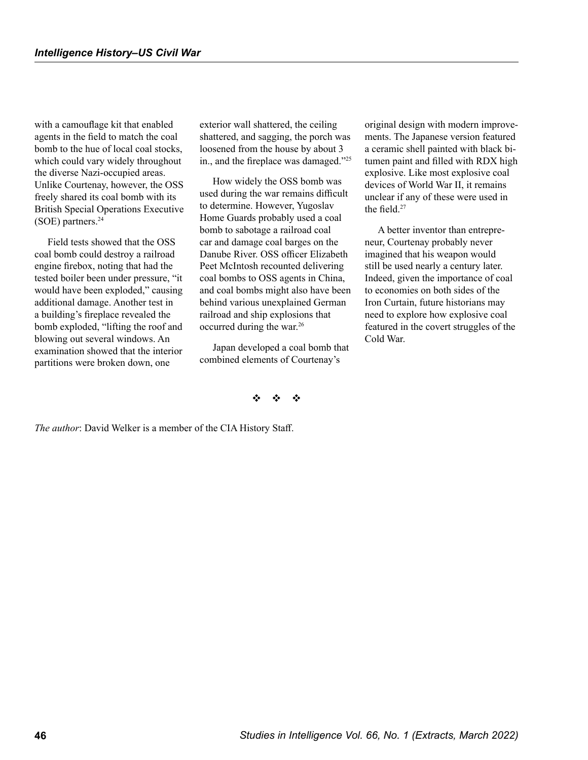with a camouflage kit that enabled agents in the field to match the coal bomb to the hue of local coal stocks, which could vary widely throughout the diverse Nazi-occupied areas. Unlike Courtenay, however, the OSS freely shared its coal bomb with its British Special Operations Executive (SOE) partners.[24]

Field tests showed that the OSS coal bomb could destroy a railroad engine firebox, noting that had the tested boiler been under pressure, "it would have been exploded," causing additional damage. Another test in a building's fireplace revealed the bomb exploded, "lifting the roof and blowing out several windows. An examination showed that the interior partitions were broken down, one exterior wall shattered, the ceiling shattered, and sagging, the porch was loosened from the house by about 3 in., and the fireplace was damaged."[25]

How widely the OSS bomb was used during the war remains difficult to determine. However, Yugoslav Home Guards probably used a coal bomb to sabotage a railroad coal car and damage coal barges on the Danube River. OSS officer Elizabeth Peet McIntosh recounted delivering coal bombs to OSS agents in China, and coal bombs might also have been behind various unexplained German railroad and ship explosions that occurred during the war.[26]

Japan developed a coal bomb that combined elements of Courtenay's original design with modern improvements. The Japanese version featured a ceramic shell painted with black bitumen paint and filled with RDX high explosive. Like most explosive coal devices of World War II, it remains unclear if any of these were used in the field.[27]

A better inventor than entrepreneur, Courtenay probably never imagined that his weapon would still be used nearly a century later. Indeed, given the importance of coal to economies on both sides of the Iron Curtain, future historians may need to explore how explosive coal featured in the covert struggles of the Cold War.

❖ ❖ ❖

*The author*: David Welker is a member of the CIA History Staff.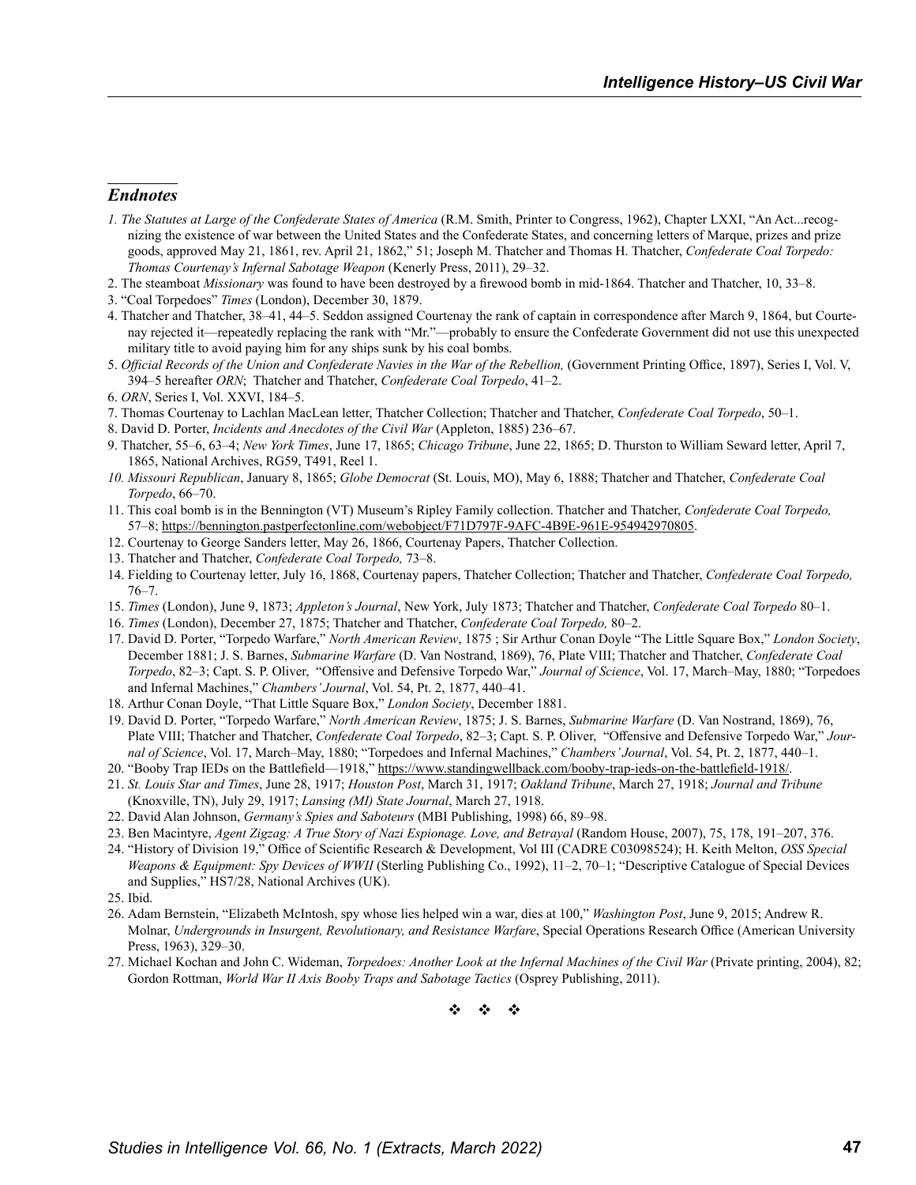## *Endnotes*

1. *The Statutes at Large of the Confederate States of America* (R.M. Smith, Printer to Congress, 1962), Chapter LXXI, "An Act...recognizing the existence of war between the United States and the Confederate States, and concerning letters of Marque, prizes and prize goods, approved May 21, 1861, rev. April 21, 1862," 51; Joseph M. Thatcher and Thomas H. Thatcher, *Confederate Coal Torpedo: Thomas Courtenay's Infernal Sabotage Weapon* (Kenerly Press, 2011), 29–32.
2. The steamboat *Missionary* was found to have been destroyed by a firewood bomb in mid-1864. Thatcher and Thatcher, 10, 33–8.
3. "Coal Torpedoes" *Times* (London), December 30, 1879.
4. Thatcher and Thatcher, 38–41, 44–5. Seddon assigned Courtenay the rank of captain in correspondence after March 9, 1864, but Courtenay rejected it—repeatedly replacing the rank with "Mr."—probably to ensure the Confederate Government did not use this unexpected military title to avoid paying him for any ships sunk by his coal bombs.
5. *Official Records of the Union and Confederate Navies in the War of the Rebellion,* (Government Printing Office, 1897), Series I, Vol. V, 394–5 hereafter *ORN*; Thatcher and Thatcher, *Confederate Coal Torpedo*, 41–2.
6. *ORN*, Series I, Vol. XXVI, 184–5.
7. Thomas Courtenay to Lachlan MacLean letter, Thatcher Collection; Thatcher and Thatcher, *Confederate Coal Torpedo*, 50–1.
8. David D. Porter, *Incidents and Anecdotes of the Civil War* (Appleton, 1885) 236–67.
9. Thatcher, 55–6, 63–4; *New York Times*, June 17, 1865; *Chicago Tribune*, June 22, 1865; D. Thurston to William Seward letter, April 7, 1865, National Archives, RG59, T491, Reel 1.
10. *Missouri Republican*, January 8, 1865; *Globe Democrat* (St. Louis, MO), May 6, 1888; Thatcher and Thatcher, *Confederate Coal Torpedo*, 66–70.
11. This coal bomb is in the Bennington (VT) Museum's Ripley Family collection. Thatcher and Thatcher, *Confederate Coal Torpedo,* 57–8; https://bennington.pastperfectonline.com/webobject/F71D797F-9AFC-4B9E-961E-954942970805.
12. Courtenay to George Sanders letter, May 26, 1866, Courtenay Papers, Thatcher Collection.
13. Thatcher and Thatcher, *Confederate Coal Torpedo,* 73–8.
14. Fielding to Courtenay letter, July 16, 1868, Courtenay papers, Thatcher Collection; Thatcher and Thatcher, *Confederate Coal Torpedo,* 76–7.
15. *Times* (London), June 9, 1873; *Appleton's Journal*, New York, July 1873; Thatcher and Thatcher, *Confederate Coal Torpedo* 80–1.
16. *Times* (London), December 27, 1875; Thatcher and Thatcher, *Confederate Coal Torpedo,* 80–2.
17. David D. Porter, "Torpedo Warfare," *North American Review*, 1875 ; Sir Arthur Conan Doyle "The Little Square Box," *London Society*, December 1881; J. S. Barnes, *Submarine Warfare* (D. Van Nostrand, 1869), 76, Plate VIII; Thatcher and Thatcher, *Confederate Coal Torpedo*, 82–3; Capt. S. P. Oliver, "Offensive and Defensive Torpedo War," *Journal of Science*, Vol. 17, March–May, 1880; "Torpedoes and Infernal Machines," *Chambers' Journal*, Vol. 54, Pt. 2, 1877, 440–41.
18. Arthur Conan Doyle, "That Little Square Box," *London Society*, December 1881.
19. David D. Porter, "Torpedo Warfare," *North American Review*, 1875; J. S. Barnes, *Submarine Warfare* (D. Van Nostrand, 1869), 76, Plate VIII; Thatcher and Thatcher, *Confederate Coal Torpedo*, 82–3; Capt. S. P. Oliver, "Offensive and Defensive Torpedo War," *Journal of Science*, Vol. 17, March–May, 1880; "Torpedoes and Infernal Machines," *Chambers' Journal*, Vol. 54, Pt. 2, 1877, 440–1.
20. "Booby Trap IEDs on the Battlefield—1918," https://www.standingwellback.com/booby-trap-ieds-on-the-battlefield-1918/.
21. *St. Louis Star and Times*, June 28, 1917; *Houston Post*, March 31, 1917; *Oakland Tribune*, March 27, 1918; *Journal and Tribune* (Knoxville, TN), July 29, 1917; *Lansing (MI) State Journal*, March 27, 1918.
22. David Alan Johnson, *Germany's Spies and Saboteurs* (MBI Publishing, 1998) 66, 89–98.
23. Ben Macintyre, *Agent Zigzag: A True Story of Nazi Espionage. Love, and Betrayal* (Random House, 2007), 75, 178, 191–207, 376.
24. "History of Division 19," Office of Scientific Research & Development, Vol III (CADRE C03098524); H. Keith Melton, *OSS Special Weapons & Equipment: Spy Devices of WWII* (Sterling Publishing Co., 1992), 11–2, 70–1; "Descriptive Catalogue of Special Devices and Supplies," HS7/28, National Archives (UK).
25. Ibid.
26. Adam Bernstein, "Elizabeth McIntosh, spy whose lies helped win a war, dies at 100," *Washington Post*, June 9, 2015; Andrew R. Molnar, *Undergrounds in Insurgent, Revolutionary, and Resistance Warfare*, Special Operations Research Office (American University Press, 1963), 329–30.
27. Michael Kochan and John C. Wideman, *Torpedoes: Another Look at the Infernal Machines of the Civil War* (Private printing, 2004), 82; Gordon Rottman, *World War II Axis Booby Traps and Sabotage Tactics* (Osprey Publishing, 2011).

❖ ❖ ❖